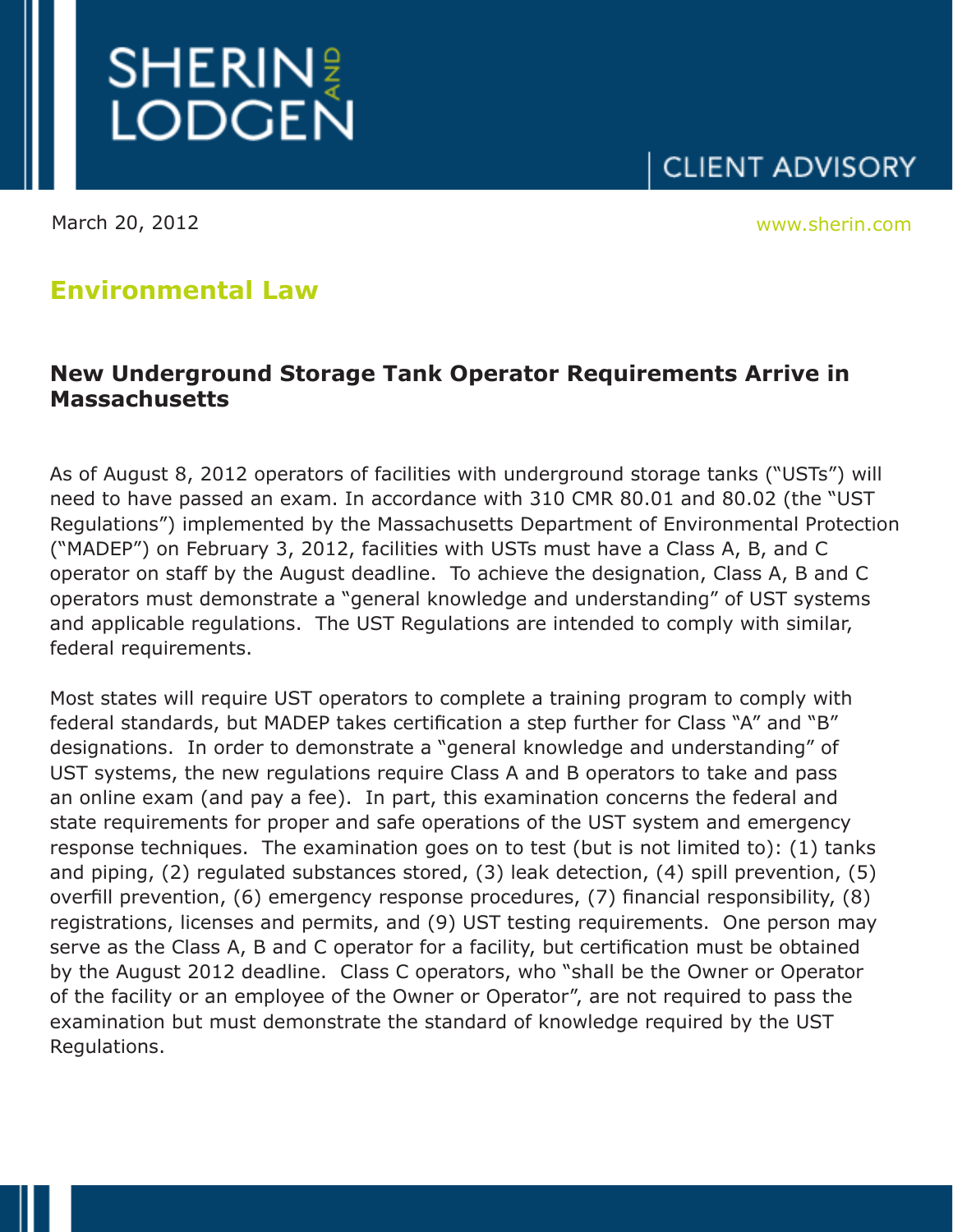SHERIN AND LODGEN

CLIENT ADVISORY

March 20, 2012

www.sherin.com

## Environmental Law

### New Underground Storage Tank Operator Requirements Arrive in Massachusetts

As of August 8, 2012 operators of facilities with underground storage tanks ("USTs") will need to have passed an exam. In accordance with 310 CMR 80.01 and 80.02 (the "UST Regulations") implemented by the Massachusetts Department of Environmental Protection ("MADEP") on February 3, 2012, facilities with USTs must have a Class A, B, and C operator on staff by the August deadline. To achieve the designation, Class A, B and C operators must demonstrate a "general knowledge and understanding" of UST systems and applicable regulations. The UST Regulations are intended to comply with similar, federal requirements.

Most states will require UST operators to complete a training program to comply with federal standards, but MADEP takes certification a step further for Class "A" and "B" designations. In order to demonstrate a "general knowledge and understanding" of UST systems, the new regulations require Class A and B operators to take and pass an online exam (and pay a fee). In part, this examination concerns the federal and state requirements for proper and safe operations of the UST system and emergency response techniques. The examination goes on to test (but is not limited to): (1) tanks and piping, (2) regulated substances stored, (3) leak detection, (4) spill prevention, (5) overfill prevention, (6) emergency response procedures, (7) financial responsibility, (8) registrations, licenses and permits, and (9) UST testing requirements. One person may serve as the Class A, B and C operator for a facility, but certification must be obtained by the August 2012 deadline. Class C operators, who "shall be the Owner or Operator of the facility or an employee of the Owner or Operator", are not required to pass the examination but must demonstrate the standard of knowledge required by the UST Regulations.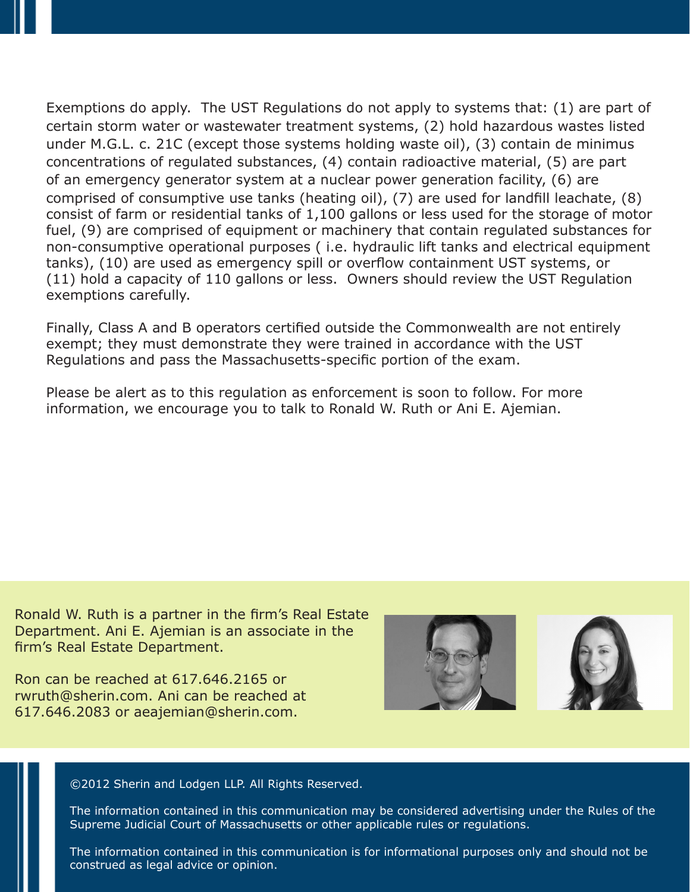Exemptions do apply. The UST Regulations do not apply to systems that: (1) are part of certain storm water or wastewater treatment systems, (2) hold hazardous wastes listed under M.G.L. c. 21C (except those systems holding waste oil), (3) contain de minimus concentrations of regulated substances, (4) contain radioactive material, (5) are part of an emergency generator system at a nuclear power generation facility, (6) are comprised of consumptive use tanks (heating oil), (7) are used for landfill leachate, (8) consist of farm or residential tanks of 1,100 gallons or less used for the storage of motor fuel, (9) are comprised of equipment or machinery that contain regulated substances for non-consumptive operational purposes ( i.e. hydraulic lift tanks and electrical equipment tanks), (10) are used as emergency spill or overflow containment UST systems, or (11) hold a capacity of 110 gallons or less. Owners should review the UST Regulation exemptions carefully.

Finally, Class A and B operators certified outside the Commonwealth are not entirely exempt; they must demonstrate they were trained in accordance with the UST Regulations and pass the Massachusetts-specific portion of the exam.

Please be alert as to this regulation as enforcement is soon to follow. For more information, we encourage you to talk to Ronald W. Ruth or Ani E. Ajemian.

Ronald W. Ruth is a partner in the firm's Real Estate Department. Ani E. Ajemian is an associate in the firm's Real Estate Department.

Ron can be reached at 617.646.2165 or rwruth@sherin.com. Ani can be reached at 617.646.2083 or aeajemian@sherin.com.

©2012 Sherin and Lodgen LLP. All Rights Reserved.

The information contained in this communication may be considered advertising under the Rules of the Supreme Judicial Court of Massachusetts or other applicable rules or regulations.

The information contained in this communication is for informational purposes only and should not be construed as legal advice or opinion.